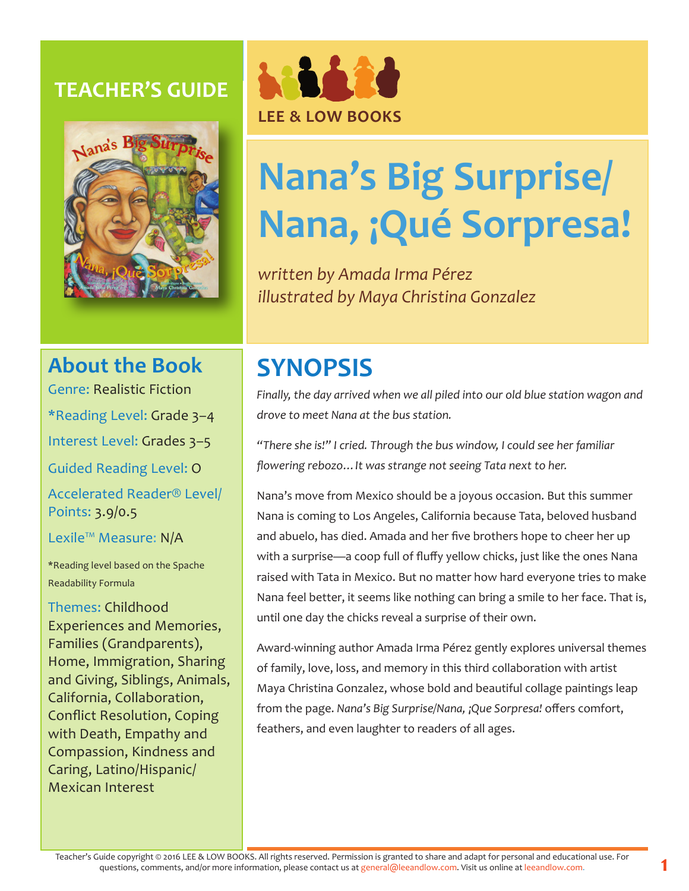TEACHER'S GUIDE

LEE & LOW BOOKS

# Nana's Big Surprise/ Nana, ¡Qué Sorpresa!

*written by Amada Irma Pérez*
*illustrated by Maya Christina Gonzalez*

## About the Book

Genre: Realistic Fiction

*Reading Level: Grade 3–4

Interest Level: Grades 3–5

Guided Reading Level: O

Accelerated Reader® Level/ Points: 3.9/0.5

Lexile™ Measure: N/A

*Reading level based on the Spache Readability Formula

Themes: Childhood Experiences and Memories, Families (Grandparents), Home, Immigration, Sharing and Giving, Siblings, Animals, California, Collaboration, Conflict Resolution, Coping with Death, Empathy and Compassion, Kindness and Caring, Latino/Hispanic/ Mexican Interest

## SYNOPSIS

*Finally, the day arrived when we all piled into our old blue station wagon and drove to meet Nana at the bus station.*

*"There she is!" I cried. Through the bus window, I could see her familiar flowering rebozo…It was strange not seeing Tata next to her.*

Nana's move from Mexico should be a joyous occasion. But this summer Nana is coming to Los Angeles, California because Tata, beloved husband and abuelo, has died. Amada and her five brothers hope to cheer her up with a surprise—a coop full of fluffy yellow chicks, just like the ones Nana raised with Tata in Mexico. But no matter how hard everyone tries to make Nana feel better, it seems like nothing can bring a smile to her face. That is, until one day the chicks reveal a surprise of their own.

Award-winning author Amada Irma Pérez gently explores universal themes of family, love, loss, and memory in this third collaboration with artist Maya Christina Gonzalez, whose bold and beautiful collage paintings leap from the page. *Nana's Big Surprise/Nana, ¡Que Sorpresa!* offers comfort, feathers, and even laughter to readers of all ages.

Teacher's Guide copyright © 2016 LEE & LOW BOOKS. All rights reserved. Permission is granted to share and adapt for personal and educational use. For questions, comments, and/or more information, please contact us at general@leeandlow.com. Visit us online at leeandlow.com.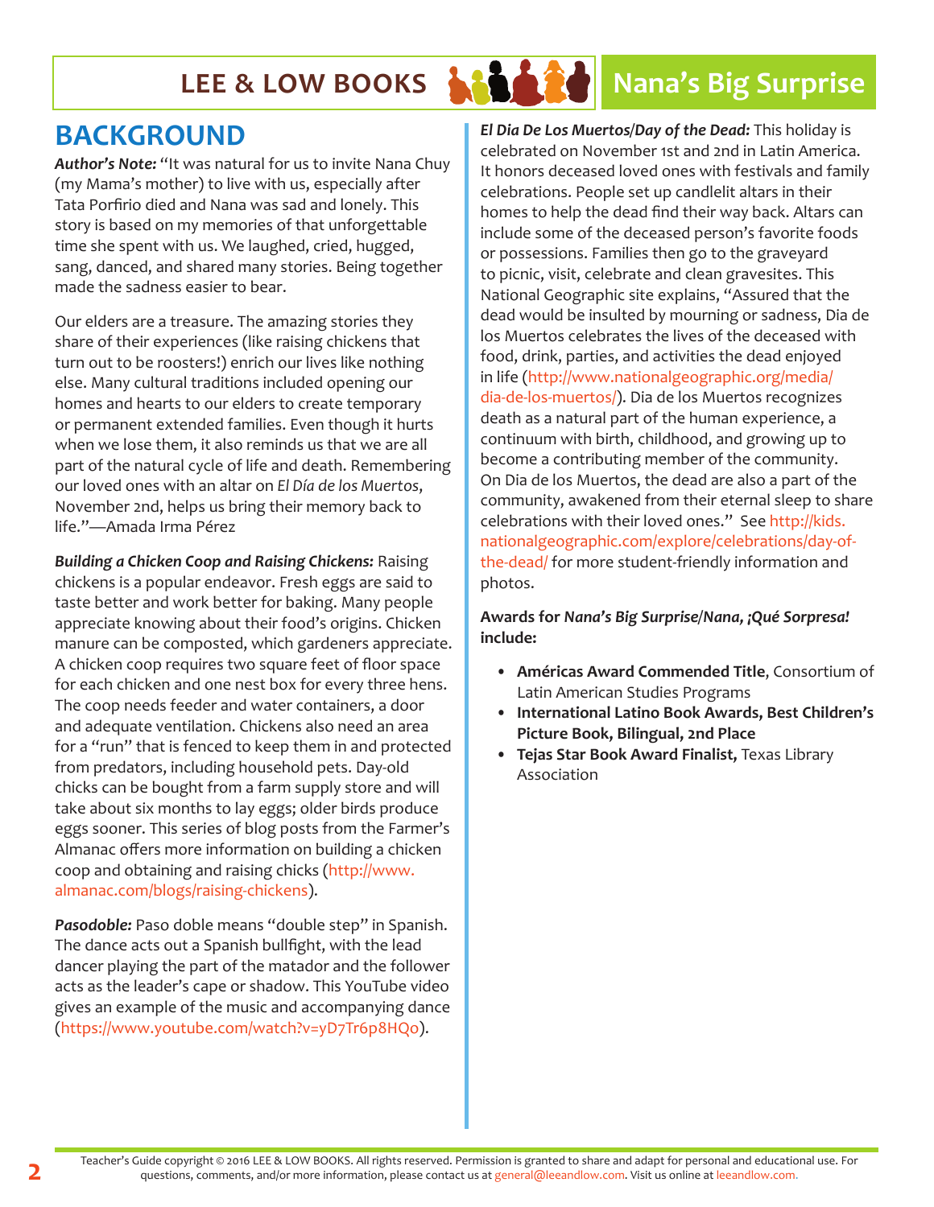## BACKGROUND

***Author's Note:*** "It was natural for us to invite Nana Chuy (my Mama's mother) to live with us, especially after Tata Porfirio died and Nana was sad and lonely. This story is based on my memories of that unforgettable time she spent with us. We laughed, cried, hugged, sang, danced, and shared many stories. Being together made the sadness easier to bear.

Our elders are a treasure. The amazing stories they share of their experiences (like raising chickens that turn out to be roosters!) enrich our lives like nothing else. Many cultural traditions included opening our homes and hearts to our elders to create temporary or permanent extended families. Even though it hurts when we lose them, it also reminds us that we are all part of the natural cycle of life and death. Remembering our loved ones with an altar on *El Día de los Muertos*, November 2nd, helps us bring their memory back to life."—Amada Irma Pérez

***Building a Chicken Coop and Raising Chickens:*** Raising chickens is a popular endeavor. Fresh eggs are said to taste better and work better for baking. Many people appreciate knowing about their food's origins. Chicken manure can be composted, which gardeners appreciate. A chicken coop requires two square feet of floor space for each chicken and one nest box for every three hens. The coop needs feeder and water containers, a door and adequate ventilation. Chickens also need an area for a "run" that is fenced to keep them in and protected from predators, including household pets. Day-old chicks can be bought from a farm supply store and will take about six months to lay eggs; older birds produce eggs sooner. This series of blog posts from the Farmer's Almanac offers more information on building a chicken coop and obtaining and raising chicks (http://www.almanac.com/blogs/raising-chickens).

***Pasodoble:*** Paso doble means "double step" in Spanish. The dance acts out a Spanish bullfight, with the lead dancer playing the part of the matador and the follower acts as the leader's cape or shadow. This YouTube video gives an example of the music and accompanying dance (https://www.youtube.com/watch?v=yD7Tr6p8HQo).

***El Dia De Los Muertos/Day of the Dead:*** This holiday is celebrated on November 1st and 2nd in Latin America. It honors deceased loved ones with festivals and family celebrations. People set up candlelit altars in their homes to help the dead find their way back. Altars can include some of the deceased person's favorite foods or possessions. Families then go to the graveyard to picnic, visit, celebrate and clean gravesites. This National Geographic site explains, "Assured that the dead would be insulted by mourning or sadness, Dia de los Muertos celebrates the lives of the deceased with food, drink, parties, and activities the dead enjoyed in life (http://www.nationalgeographic.org/media/dia-de-los-muertos/). Dia de los Muertos recognizes death as a natural part of the human experience, a continuum with birth, childhood, and growing up to become a contributing member of the community. On Dia de los Muertos, the dead are also a part of the community, awakened from their eternal sleep to share celebrations with their loved ones." See http://kids.nationalgeographic.com/explore/celebrations/day-of-the-dead/ for more student-friendly information and photos.

**Awards for *Nana's Big Surprise/Nana, ¡Qué Sorpresa!* include:**

- **Américas Award Commended Title**, Consortium of Latin American Studies Programs
- **International Latino Book Awards, Best Children's Picture Book, Bilingual, 2nd Place**
- **Tejas Star Book Award Finalist,** Texas Library Association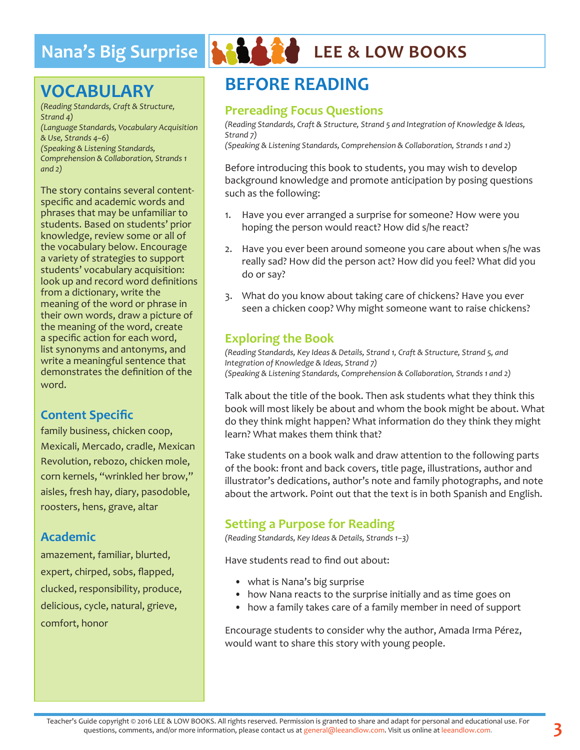## VOCABULARY

*(Reading Standards, Craft & Structure, Strand 4)*
*(Language Standards, Vocabulary Acquisition & Use, Strands 4–6)*
*(Speaking & Listening Standards, Comprehension & Collaboration, Strands 1 and 2)*

The story contains several content-specific and academic words and phrases that may be unfamiliar to students. Based on students' prior knowledge, review some or all of the vocabulary below. Encourage a variety of strategies to support students' vocabulary acquisition: look up and record word definitions from a dictionary, write the meaning of the word or phrase in their own words, draw a picture of the meaning of the word, create a specific action for each word, list synonyms and antonyms, and write a meaningful sentence that demonstrates the definition of the word.

### Content Specific

family business, chicken coop, Mexicali, Mercado, cradle, Mexican Revolution, rebozo, chicken mole, corn kernels, "wrinkled her brow," aisles, fresh hay, diary, pasodoble, roosters, hens, grave, altar

### Academic

amazement, familiar, blurted, expert, chirped, sobs, flapped, clucked, responsibility, produce, delicious, cycle, natural, grieve, comfort, honor

## BEFORE READING

### Prereading Focus Questions

*(Reading Standards, Craft & Structure, Strand 5 and Integration of Knowledge & Ideas, Strand 7)*
*(Speaking & Listening Standards, Comprehension & Collaboration, Strands 1 and 2)*

Before introducing this book to students, you may wish to develop background knowledge and promote anticipation by posing questions such as the following:

1. Have you ever arranged a surprise for someone? How were you hoping the person would react? How did s/he react?
2. Have you ever been around someone you care about when s/he was really sad? How did the person act? How did you feel? What did you do or say?
3. What do you know about taking care of chickens? Have you ever seen a chicken coop? Why might someone want to raise chickens?

### Exploring the Book

*(Reading Standards, Key Ideas & Details, Strand 1, Craft & Structure, Strand 5, and Integration of Knowledge & Ideas, Strand 7)*
*(Speaking & Listening Standards, Comprehension & Collaboration, Strands 1 and 2)*

Talk about the title of the book. Then ask students what they think this book will most likely be about and whom the book might be about. What do they think might happen? What information do they think they might learn? What makes them think that?

Take students on a book walk and draw attention to the following parts of the book: front and back covers, title page, illustrations, author and illustrator's dedications, author's note and family photographs, and note about the artwork. Point out that the text is in both Spanish and English.

### Setting a Purpose for Reading

*(Reading Standards, Key Ideas & Details, Strands 1–3)*

Have students read to find out about:

- what is Nana's big surprise
- how Nana reacts to the surprise initially and as time goes on
- how a family takes care of a family member in need of support

Encourage students to consider why the author, Amada Irma Pérez, would want to share this story with young people.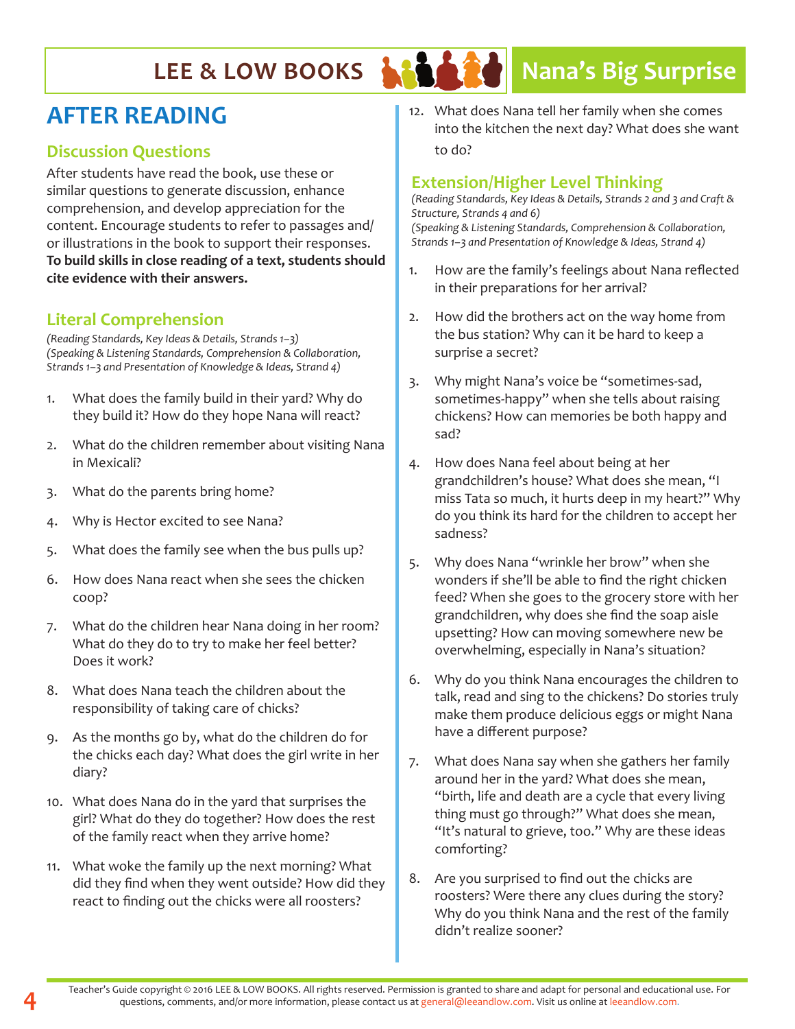## AFTER READING

### Discussion Questions

After students have read the book, use these or similar questions to generate discussion, enhance comprehension, and develop appreciation for the content. Encourage students to refer to passages and/or illustrations in the book to support their responses. **To build skills in close reading of a text, students should cite evidence with their answers.**

### Literal Comprehension

*(Reading Standards, Key Ideas & Details, Strands 1–3)*
*(Speaking & Listening Standards, Comprehension & Collaboration, Strands 1–3 and Presentation of Knowledge & Ideas, Strand 4)*

1. What does the family build in their yard? Why do they build it? How do they hope Nana will react?
2. What do the children remember about visiting Nana in Mexicali?
3. What do the parents bring home?
4. Why is Hector excited to see Nana?
5. What does the family see when the bus pulls up?
6. How does Nana react when she sees the chicken coop?
7. What do the children hear Nana doing in her room? What do they do to try to make her feel better? Does it work?
8. What does Nana teach the children about the responsibility of taking care of chicks?
9. As the months go by, what do the children do for the chicks each day? What does the girl write in her diary?
10. What does Nana do in the yard that surprises the girl? What do they do together? How does the rest of the family react when they arrive home?
11. What woke the family up the next morning? What did they find when they went outside? How did they react to finding out the chicks were all roosters?
12. What does Nana tell her family when she comes into the kitchen the next day? What does she want to do?

### Extension/Higher Level Thinking

*(Reading Standards, Key Ideas & Details, Strands 2 and 3 and Craft & Structure, Strands 4 and 6)*
*(Speaking & Listening Standards, Comprehension & Collaboration, Strands 1–3 and Presentation of Knowledge & Ideas, Strand 4)*

1. How are the family's feelings about Nana reflected in their preparations for her arrival?
2. How did the brothers act on the way home from the bus station? Why can it be hard to keep a surprise a secret?
3. Why might Nana's voice be "sometimes-sad, sometimes-happy" when she tells about raising chickens? How can memories be both happy and sad?
4. How does Nana feel about being at her grandchildren's house? What does she mean, "I miss Tata so much, it hurts deep in my heart?" Why do you think its hard for the children to accept her sadness?
5. Why does Nana "wrinkle her brow" when she wonders if she'll be able to find the right chicken feed? When she goes to the grocery store with her grandchildren, why does she find the soap aisle upsetting? How can moving somewhere new be overwhelming, especially in Nana's situation?
6. Why do you think Nana encourages the children to talk, read and sing to the chickens? Do stories truly make them produce delicious eggs or might Nana have a different purpose?
7. What does Nana say when she gathers her family around her in the yard? What does she mean, "birth, life and death are a cycle that every living thing must go through?" What does she mean, "It's natural to grieve, too." Why are these ideas comforting?
8. Are you surprised to find out the chicks are roosters? Were there any clues during the story? Why do you think Nana and the rest of the family didn't realize sooner?

Teacher's Guide copyright © 2016 LEE & LOW BOOKS. All rights reserved. Permission is granted to share and adapt for personal and educational use. For questions, comments, and/or more information, please contact us at general@leeandlow.com. Visit us online at leeandlow.com.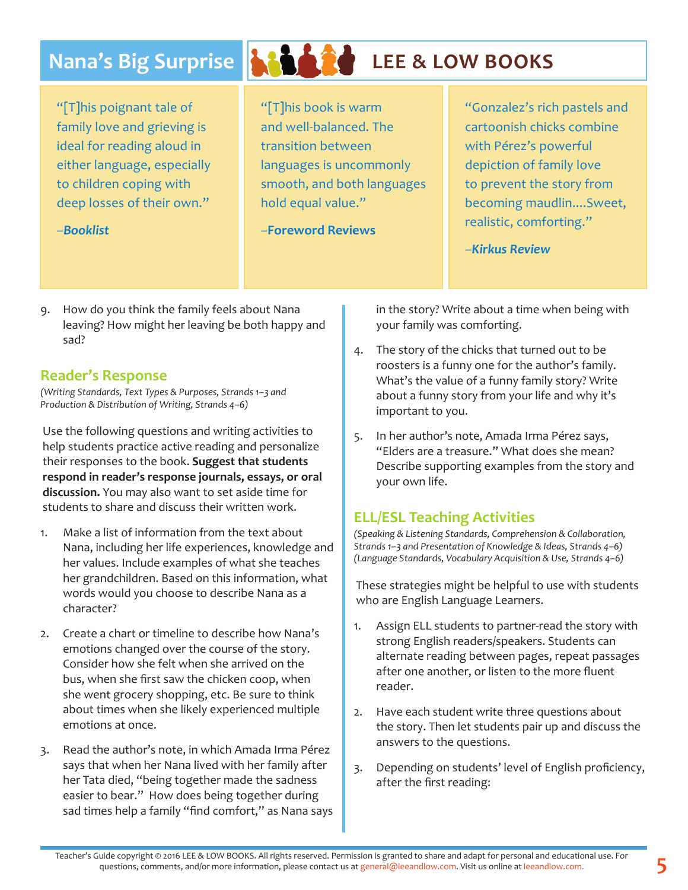“[T]his poignant tale of family love and grieving is ideal for reading aloud in either language, especially to children coping with deep losses of their own.”

–***Booklist***

“[T]his book is warm and well-balanced. The transition between languages is uncommonly smooth, and both languages hold equal value.”

–**Foreword Reviews**

“Gonzalez’s rich pastels and cartoonish chicks combine with Pérez’s powerful depiction of family love to prevent the story from becoming maudlin....Sweet, realistic, comforting.”

–***Kirkus Review***

9. How do you think the family feels about Nana leaving? How might her leaving be both happy and sad?

## Reader’s Response

*(Writing Standards, Text Types & Purposes, Strands 1–3 and Production & Distribution of Writing, Strands 4–6)*

Use the following questions and writing activities to help students practice active reading and personalize their responses to the book. **Suggest that students respond in reader’s response journals, essays, or oral discussion.** You may also want to set aside time for students to share and discuss their written work.

1. Make a list of information from the text about Nana, including her life experiences, knowledge and her values. Include examples of what she teaches her grandchildren. Based on this information, what words would you choose to describe Nana as a character?

2. Create a chart or timeline to describe how Nana’s emotions changed over the course of the story. Consider how she felt when she arrived on the bus, when she first saw the chicken coop, when she went grocery shopping, etc. Be sure to think about times when she likely experienced multiple emotions at once.

3. Read the author’s note, in which Amada Irma Pérez says that when her Nana lived with her family after her Tata died, “being together made the sadness easier to bear.” How does being together during sad times help a family “find comfort,” as Nana says in the story? Write about a time when being with your family was comforting.

4. The story of the chicks that turned out to be roosters is a funny one for the author’s family. What’s the value of a funny family story? Write about a funny story from your life and why it’s important to you.

5. In her author’s note, Amada Irma Pérez says, “Elders are a treasure.” What does she mean? Describe supporting examples from the story and your own life.

## ELL/ESL Teaching Activities

*(Speaking & Listening Standards, Comprehension & Collaboration, Strands 1–3 and Presentation of Knowledge & Ideas, Strands 4–6)*
*(Language Standards, Vocabulary Acquisition & Use, Strands 4–6)*

These strategies might be helpful to use with students who are English Language Learners.

1. Assign ELL students to partner-read the story with strong English readers/speakers. Students can alternate reading between pages, repeat passages after one another, or listen to the more fluent reader.

2. Have each student write three questions about the story. Then let students pair up and discuss the answers to the questions.

3. Depending on students’ level of English proficiency, after the first reading: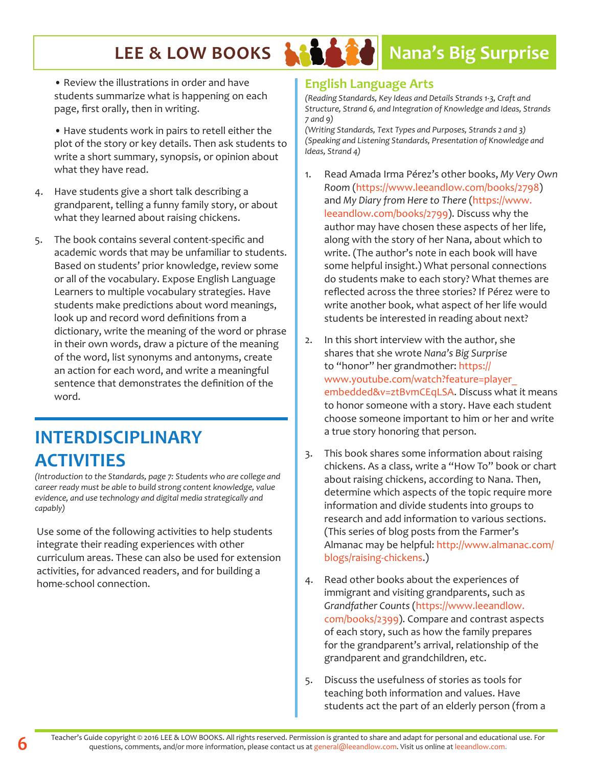- Review the illustrations in order and have students summarize what is happening on each page, first orally, then in writing.

- Have students work in pairs to retell either the plot of the story or key details. Then ask students to write a short summary, synopsis, or opinion about what they have read.

4. Have students give a short talk describing a grandparent, telling a funny family story, or about what they learned about raising chickens.

5. The book contains several content-specific and academic words that may be unfamiliar to students. Based on students' prior knowledge, review some or all of the vocabulary. Expose English Language Learners to multiple vocabulary strategies. Have students make predictions about word meanings, look up and record word definitions from a dictionary, write the meaning of the word or phrase in their own words, draw a picture of the meaning of the word, list synonyms and antonyms, create an action for each word, and write a meaningful sentence that demonstrates the definition of the word.

# INTERDISCIPLINARY ACTIVITIES

*(Introduction to the Standards, page 7: Students who are college and career ready must be able to build strong content knowledge, value evidence, and use technology and digital media strategically and capably)*

Use some of the following activities to help students integrate their reading experiences with other curriculum areas. These can also be used for extension activities, for advanced readers, and for building a home-school connection.

## English Language Arts

*(Reading Standards, Key Ideas and Details Strands 1-3, Craft and Structure, Strand 6, and Integration of Knowledge and Ideas, Strands 7 and 9)*
*(Writing Standards, Text Types and Purposes, Strands 2 and 3)*
*(Speaking and Listening Standards, Presentation of Knowledge and Ideas, Strand 4)*

1. Read Amada Irma Pérez's other books, *My Very Own Room* (https://www.leeandlow.com/books/2798) and *My Diary from Here to There* (https://www.leeandlow.com/books/2799). Discuss why the author may have chosen these aspects of her life, along with the story of her Nana, about which to write. (The author's note in each book will have some helpful insight.) What personal connections do students make to each story? What themes are reflected across the three stories? If Pérez were to write another book, what aspect of her life would students be interested in reading about next?

2. In this short interview with the author, she shares that she wrote *Nana's Big Surprise* to "honor" her grandmother: https://www.youtube.com/watch?feature=player_embedded&v=ztBvmCEqLSA. Discuss what it means to honor someone with a story. Have each student choose someone important to him or her and write a true story honoring that person.

3. This book shares some information about raising chickens. As a class, write a "How To" book or chart about raising chickens, according to Nana. Then, determine which aspects of the topic require more information and divide students into groups to research and add information to various sections. (This series of blog posts from the Farmer's Almanac may be helpful: http://www.almanac.com/blogs/raising-chickens.)

4. Read other books about the experiences of immigrant and visiting grandparents, such as *Grandfather Counts* (https://www.leeandlow.com/books/2399). Compare and contrast aspects of each story, such as how the family prepares for the grandparent's arrival, relationship of the grandparent and grandchildren, etc.

5. Discuss the usefulness of stories as tools for teaching both information and values. Have students act the part of an elderly person (from a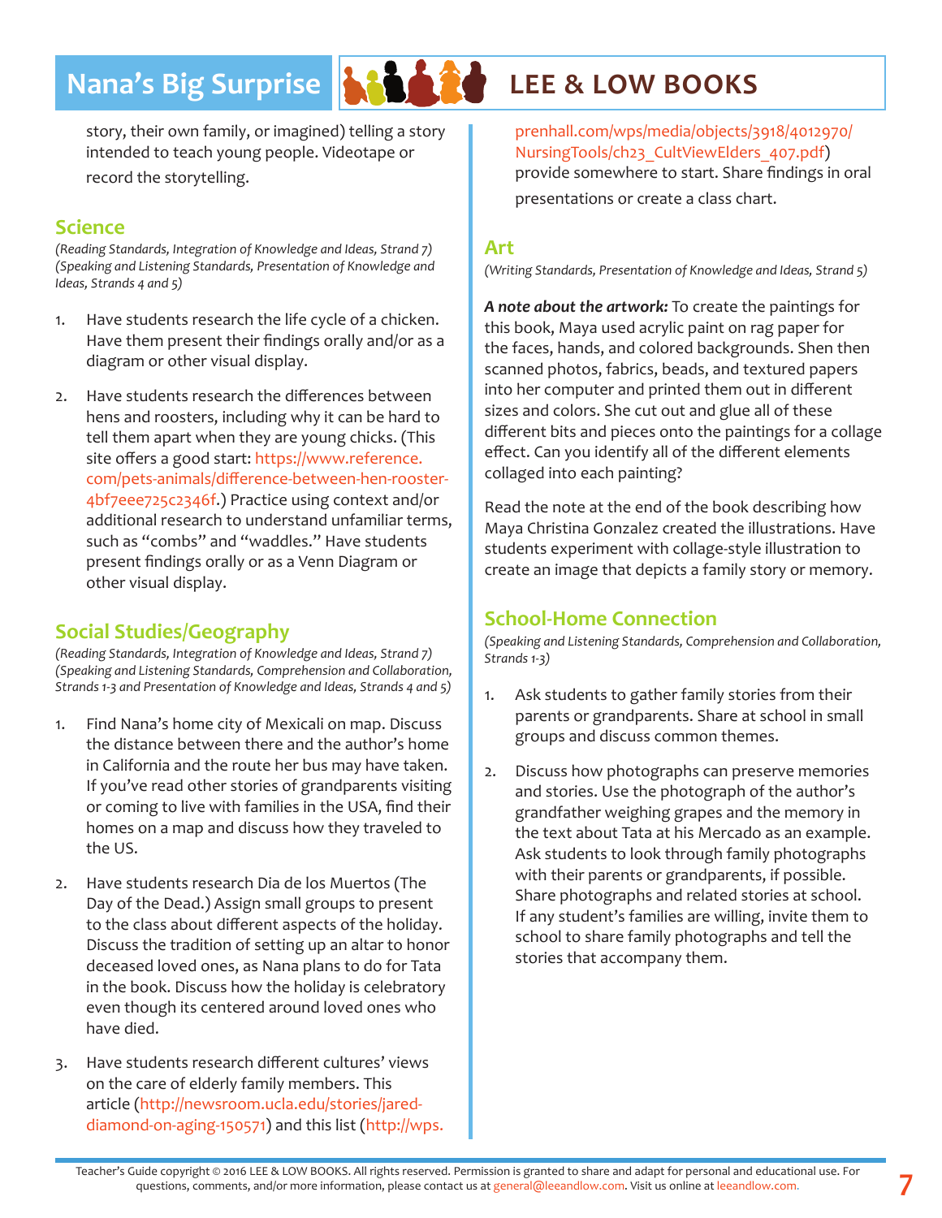story, their own family, or imagined) telling a story intended to teach young people. Videotape or record the storytelling.

## Science

*(Reading Standards, Integration of Knowledge and Ideas, Strand 7)*
*(Speaking and Listening Standards, Presentation of Knowledge and Ideas, Strands 4 and 5)*

1. Have students research the life cycle of a chicken. Have them present their findings orally and/or as a diagram or other visual display.

2. Have students research the differences between hens and roosters, including why it can be hard to tell them apart when they are young chicks. (This site offers a good start: https://www.reference.com/pets-animals/difference-between-hen-rooster-4bf7eee725c2346f.) Practice using context and/or additional research to understand unfamiliar terms, such as "combs" and "waddles." Have students present findings orally or as a Venn Diagram or other visual display.

## Social Studies/Geography

*(Reading Standards, Integration of Knowledge and Ideas, Strand 7)*
*(Speaking and Listening Standards, Comprehension and Collaboration, Strands 1-3 and Presentation of Knowledge and Ideas, Strands 4 and 5)*

1. Find Nana's home city of Mexicali on map. Discuss the distance between there and the author's home in California and the route her bus may have taken. If you've read other stories of grandparents visiting or coming to live with families in the USA, find their homes on a map and discuss how they traveled to the US.

2. Have students research Dia de los Muertos (The Day of the Dead.) Assign small groups to present to the class about different aspects of the holiday. Discuss the tradition of setting up an altar to honor deceased loved ones, as Nana plans to do for Tata in the book. Discuss how the holiday is celebratory even though its centered around loved ones who have died.

3. Have students research different cultures' views on the care of elderly family members. This article (http://newsroom.ucla.edu/stories/jared-diamond-on-aging-150571) and this list (http://wps.prenhall.com/wps/media/objects/3918/4012970/NursingTools/ch23_CultViewElders_407.pdf) provide somewhere to start. Share findings in oral presentations or create a class chart.

## Art

*(Writing Standards, Presentation of Knowledge and Ideas, Strand 5)*

***A note about the artwork:*** To create the paintings for this book, Maya used acrylic paint on rag paper for the faces, hands, and colored backgrounds. Shen then scanned photos, fabrics, beads, and textured papers into her computer and printed them out in different sizes and colors. She cut out and glue all of these different bits and pieces onto the paintings for a collage effect. Can you identify all of the different elements collaged into each painting?

Read the note at the end of the book describing how Maya Christina Gonzalez created the illustrations. Have students experiment with collage-style illustration to create an image that depicts a family story or memory.

## School-Home Connection

*(Speaking and Listening Standards, Comprehension and Collaboration, Strands 1-3)*

1. Ask students to gather family stories from their parents or grandparents. Share at school in small groups and discuss common themes.

2. Discuss how photographs can preserve memories and stories. Use the photograph of the author's grandfather weighing grapes and the memory in the text about Tata at his Mercado as an example. Ask students to look through family photographs with their parents or grandparents, if possible. Share photographs and related stories at school. If any student's families are willing, invite them to school to share family photographs and tell the stories that accompany them.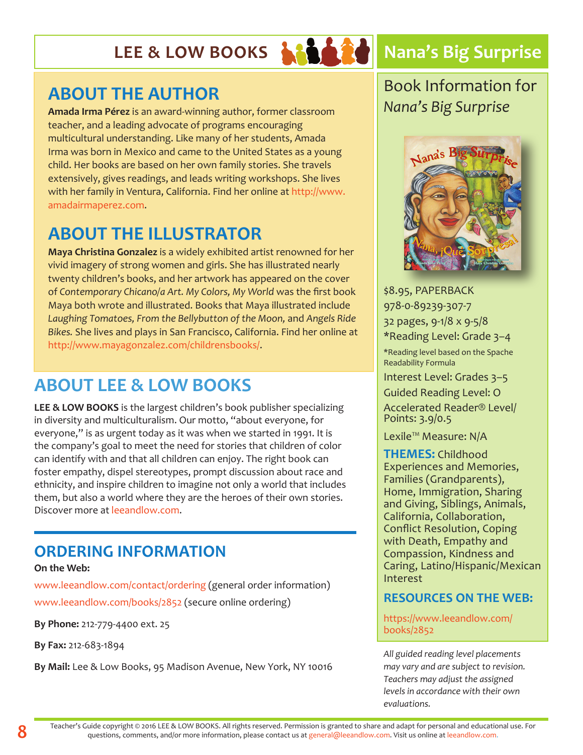# LEE & LOW BOOKS

# Nana's Big Surprise

## ABOUT THE AUTHOR

**Amada Irma Pérez** is an award-winning author, former classroom teacher, and a leading advocate of programs encouraging multicultural understanding. Like many of her students, Amada Irma was born in Mexico and came to the United States as a young child. Her books are based on her own family stories. She travels extensively, gives readings, and leads writing workshops. She lives with her family in Ventura, California. Find her online at http://www.amadairmaperez.com.

## ABOUT THE ILLUSTRATOR

**Maya Christina Gonzalez** is a widely exhibited artist renowned for her vivid imagery of strong women and girls. She has illustrated nearly twenty children's books, and her artwork has appeared on the cover of *Contemporary Chicano/a Art. My Colors, My World* was the first book Maya both wrote and illustrated. Books that Maya illustrated include *Laughing Tomatoes, From the Bellybutton of the Moon,* and *Angels Ride Bikes.* She lives and plays in San Francisco, California. Find her online at http://www.mayagonzalez.com/childrensbooks/.

## ABOUT LEE & LOW BOOKS

**LEE & LOW BOOKS** is the largest children's book publisher specializing in diversity and multiculturalism. Our motto, "about everyone, for everyone," is as urgent today as it was when we started in 1991. It is the company's goal to meet the need for stories that children of color can identify with and that all children can enjoy. The right book can foster empathy, dispel stereotypes, prompt discussion about race and ethnicity, and inspire children to imagine not only a world that includes them, but also a world where they are the heroes of their own stories. Discover more at leeandlow.com.

## ORDERING INFORMATION

**On the Web:**

www.leeandlow.com/contact/ordering (general order information)

www.leeandlow.com/books/2852 (secure online ordering)

**By Phone:** 212-779-4400 ext. 25

**By Fax:** 212-683-1894

**By Mail:** Lee & Low Books, 95 Madison Avenue, New York, NY 10016

## Book Information for *Nana's Big Surprise*

$8.95, PAPERBACK

978-0-89239-307-7

32 pages, 9-1/8 x 9-5/8

*Reading Level: Grade 3–4

*Reading level based on the Spache Readability Formula

Interest Level: Grades 3–5

Guided Reading Level: O

Accelerated Reader® Level/ Points: 3.9/0.5

Lexile™ Measure: N/A

**THEMES:** Childhood Experiences and Memories, Families (Grandparents), Home, Immigration, Sharing and Giving, Siblings, Animals, California, Collaboration, Conflict Resolution, Coping with Death, Empathy and Compassion, Kindness and Caring, Latino/Hispanic/Mexican Interest

**RESOURCES ON THE WEB:**

https://www.leeandlow.com/books/2852

*All guided reading level placements may vary and are subject to revision. Teachers may adjust the assigned levels in accordance with their own evaluations.*

Teacher's Guide copyright © 2016 LEE & LOW BOOKS. All rights reserved. Permission is granted to share and adapt for personal and educational use. For questions, comments, and/or more information, please contact us at general@leeandlow.com. Visit us online at leeandlow.com.